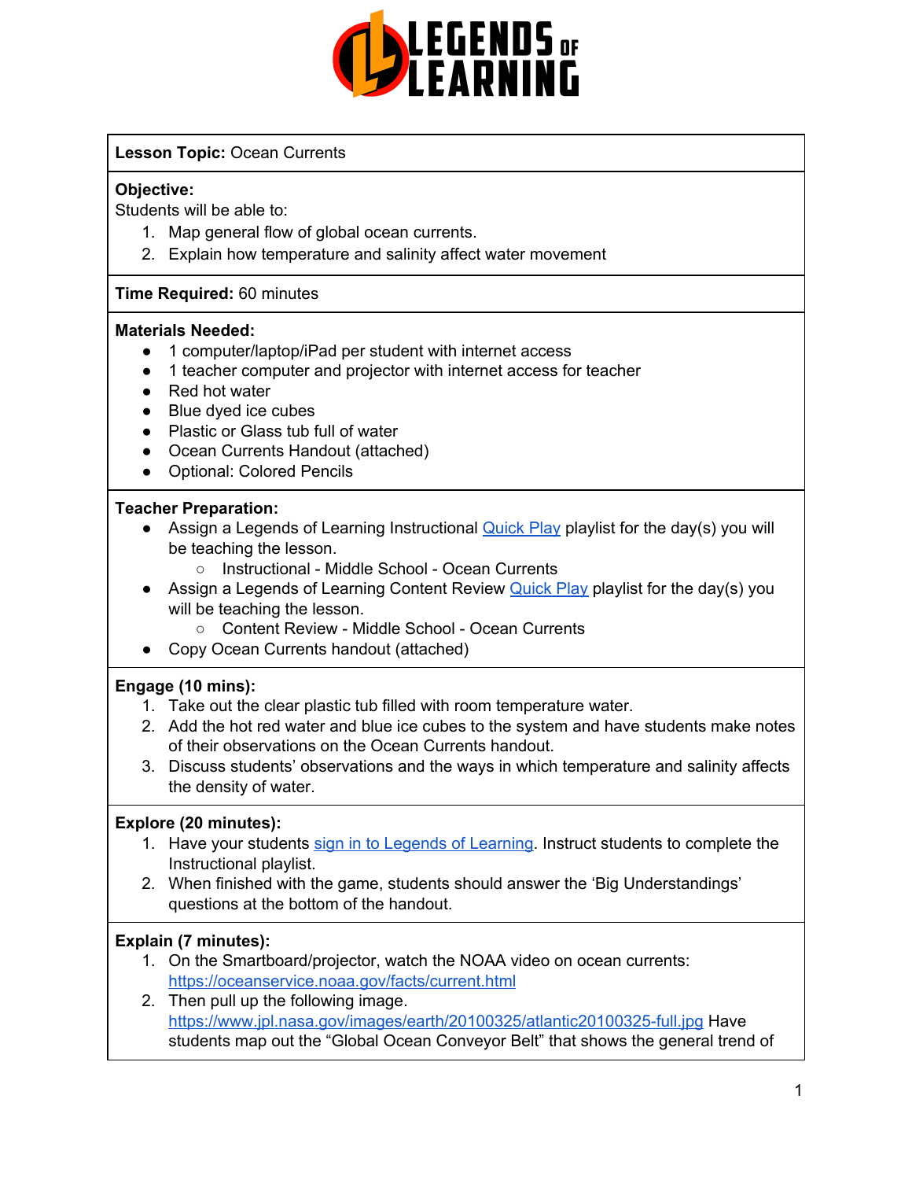**Lesson Topic:** Ocean Currents

**Objective:**
Students will be able to:
1. Map general flow of global ocean currents.
2. Explain how temperature and salinity affect water movement

**Time Required:** 60 minutes

**Materials Needed:**
- 1 computer/laptop/iPad per student with internet access
- 1 teacher computer and projector with internet access for teacher
- Red hot water
- Blue dyed ice cubes
- Plastic or Glass tub full of water
- Ocean Currents Handout (attached)
- Optional: Colored Pencils

**Teacher Preparation:**
- Assign a Legends of Learning Instructional [Quick Play](#) playlist for the day(s) you will be teaching the lesson.
  - Instructional - Middle School - Ocean Currents
- Assign a Legends of Learning Content Review [Quick Play](#) playlist for the day(s) you will be teaching the lesson.
  - Content Review - Middle School - Ocean Currents
- Copy Ocean Currents handout (attached)

**Engage (10 mins):**
1. Take out the clear plastic tub filled with room temperature water.
2. Add the hot red water and blue ice cubes to the system and have students make notes of their observations on the Ocean Currents handout.
3. Discuss students' observations and the ways in which temperature and salinity affects the density of water.

**Explore (20 minutes):**
1. Have your students [sign in to Legends of Learning](#). Instruct students to complete the Instructional playlist.
2. When finished with the game, students should answer the 'Big Understandings' questions at the bottom of the handout.

**Explain (7 minutes):**
1. On the Smartboard/projector, watch the NOAA video on ocean currents: https://oceanservice.noaa.gov/facts/current.html
2. Then pull up the following image. https://www.jpl.nasa.gov/images/earth/20100325/atlantic20100325-full.jpg Have students map out the "Global Ocean Conveyor Belt" that shows the general trend of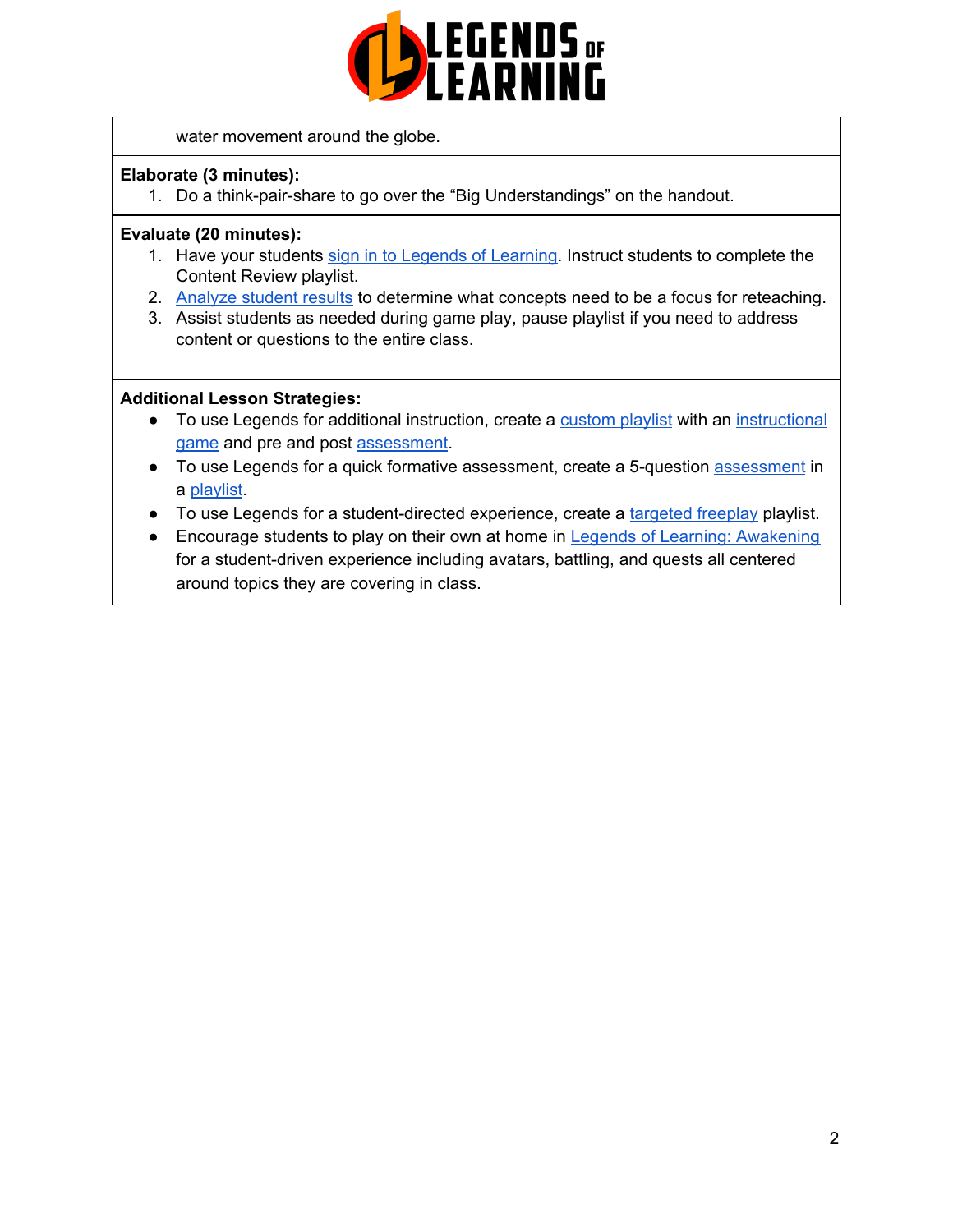water movement around the globe.

**Elaborate (3 minutes):**

1. Do a think-pair-share to go over the "Big Understandings" on the handout.

**Evaluate (20 minutes):**

1. Have your students sign in to Legends of Learning. Instruct students to complete the Content Review playlist.
2. Analyze student results to determine what concepts need to be a focus for reteaching.
3. Assist students as needed during game play, pause playlist if you need to address content or questions to the entire class.

**Additional Lesson Strategies:**

- To use Legends for additional instruction, create a custom playlist with an instructional game and pre and post assessment.
- To use Legends for a quick formative assessment, create a 5-question assessment in a playlist.
- To use Legends for a student-directed experience, create a targeted freeplay playlist.
- Encourage students to play on their own at home in Legends of Learning: Awakening for a student-driven experience including avatars, battling, and quests all centered around topics they are covering in class.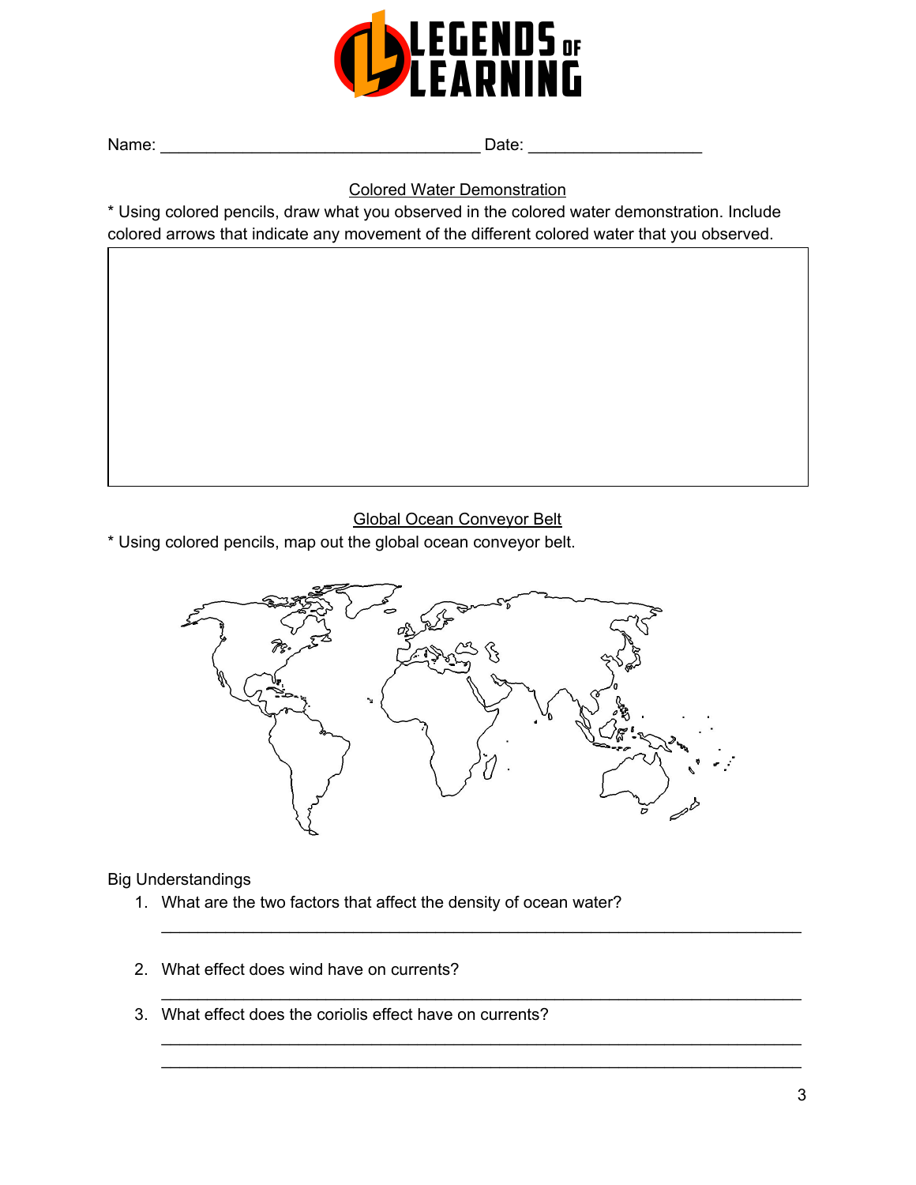Name: \_\_\_\_\_\_\_\_\_\_\_\_\_\_\_\_\_\_\_\_\_\_\_\_\_\_\_\_\_\_\_\_\_\_\_ Date: \_\_\_\_\_\_\_\_\_\_\_\_\_\_\_\_\_\_\_

## Colored Water Demonstration

* Using colored pencils, draw what you observed in the colored water demonstration. Include colored arrows that indicate any movement of the different colored water that you observed.

## Global Ocean Conveyor Belt

* Using colored pencils, map out the global ocean conveyor belt.

Big Understandings

1. What are the two factors that affect the density of ocean water?

   \_\_\_\_\_\_\_\_\_\_\_\_\_\_\_\_\_\_\_\_\_\_\_\_\_\_\_\_\_\_\_\_\_\_\_\_\_\_\_\_\_\_\_\_\_\_\_\_\_\_\_\_\_\_\_\_\_\_\_\_\_\_\_\_\_\_

2. What effect does wind have on currents?

   \_\_\_\_\_\_\_\_\_\_\_\_\_\_\_\_\_\_\_\_\_\_\_\_\_\_\_\_\_\_\_\_\_\_\_\_\_\_\_\_\_\_\_\_\_\_\_\_\_\_\_\_\_\_\_\_\_\_\_\_\_\_\_\_\_\_

3. What effect does the coriolis effect have on currents?

   \_\_\_\_\_\_\_\_\_\_\_\_\_\_\_\_\_\_\_\_\_\_\_\_\_\_\_\_\_\_\_\_\_\_\_\_\_\_\_\_\_\_\_\_\_\_\_\_\_\_\_\_\_\_\_\_\_\_\_\_\_\_\_\_\_\_

   \_\_\_\_\_\_\_\_\_\_\_\_\_\_\_\_\_\_\_\_\_\_\_\_\_\_\_\_\_\_\_\_\_\_\_\_\_\_\_\_\_\_\_\_\_\_\_\_\_\_\_\_\_\_\_\_\_\_\_\_\_\_\_\_\_\_